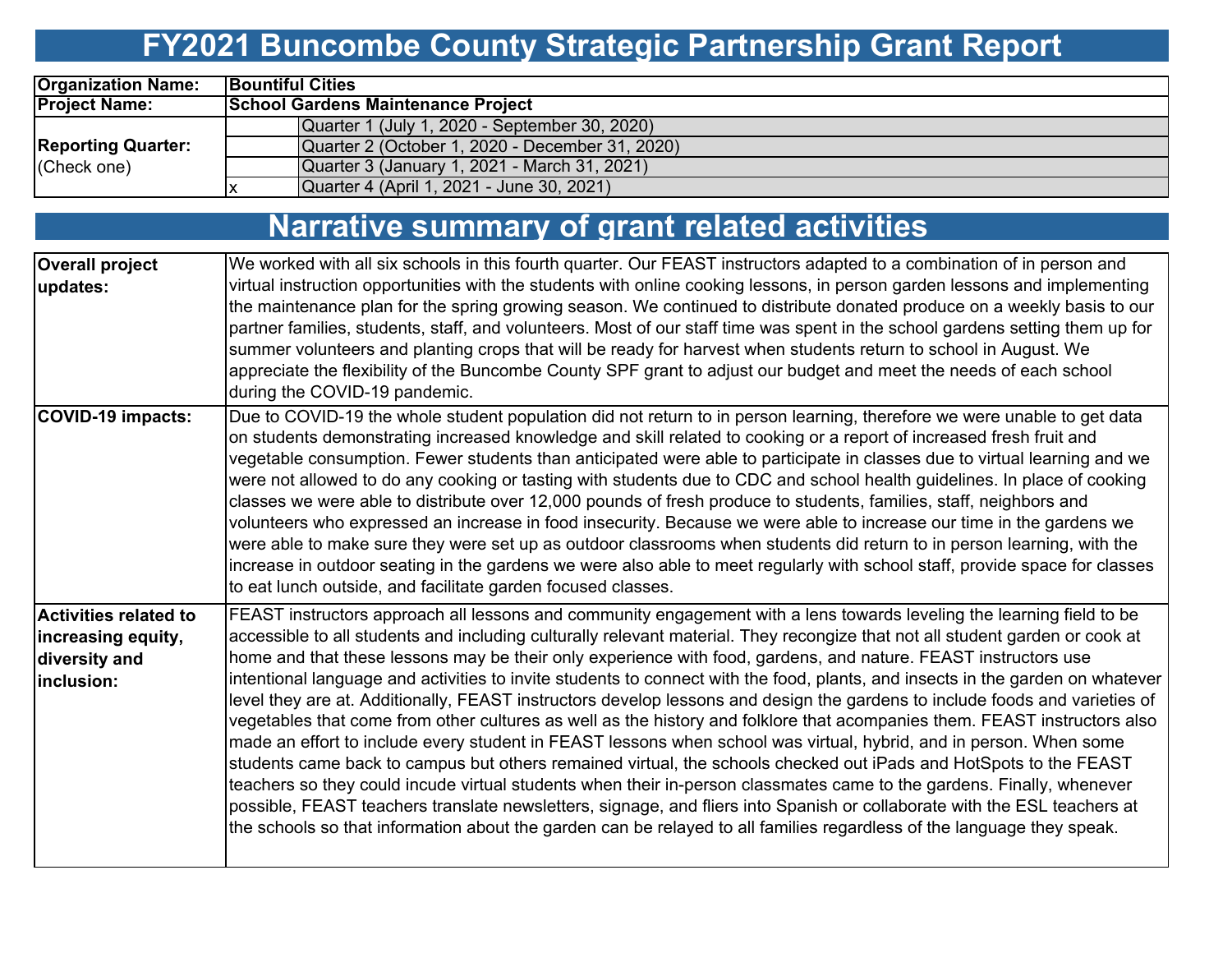# FY2021 Buncombe County Strategic Partnership Grant Report

| Organization Name: | Bountiful Cities | |
|---|---|---|
| Project Name: | School Gardens Maintenance Project | |
| Reporting Quarter: (Check one) | | Quarter 1 (July 1, 2020 - September 30, 2020) |
| | | Quarter 2 (October 1, 2020 - December 31, 2020) |
| | | Quarter 3 (January 1, 2021 - March 31, 2021) |
| | x | Quarter 4 (April 1, 2021 - June 30, 2021) |

## Narrative summary of grant related activities

| | |
|---|---|
| **Overall project updates:** | We worked with all six schools in this fourth quarter. Our FEAST instructors adapted to a combination of in person and virtual instruction opportunities with the students with online cooking lessons, in person garden lessons and implementing the maintenance plan for the spring growing season. We continued to distribute donated produce on a weekly basis to our partner families, students, staff, and volunteers. Most of our staff time was spent in the school gardens setting them up for summer volunteers and planting crops that will be ready for harvest when students return to school in August. We appreciate the flexibility of the Buncombe County SPF grant to adjust our budget and meet the needs of each school during the COVID-19 pandemic. |
| **COVID-19 impacts:** | Due to COVID-19 the whole student population did not return to in person learning, therefore we were unable to get data on students demonstrating increased knowledge and skill related to cooking or a report of increased fresh fruit and vegetable consumption. Fewer students than anticipated were able to participate in classes due to virtual learning and we were not allowed to do any cooking or tasting with students due to CDC and school health guidelines. In place of cooking classes we were able to distribute over 12,000 pounds of fresh produce to students, families, staff, neighbors and volunteers who expressed an increase in food insecurity. Because we were able to increase our time in the gardens we were able to make sure they were set up as outdoor classrooms when students did return to in person learning, with the increase in outdoor seating in the gardens we were also able to meet regularly with school staff, provide space for classes to eat lunch outside, and facilitate garden focused classes. |
| **Activities related to increasing equity, diversity and inclusion:** | FEAST instructors approach all lessons and community engagement with a lens towards leveling the learning field to be accessible to all students and including culturally relevant material. They recongize that not all student garden or cook at home and that these lessons may be their only experience with food, gardens, and nature. FEAST instructors use intentional language and activities to invite students to connect with the food, plants, and insects in the garden on whatever level they are at. Additionally, FEAST instructors develop lessons and design the gardens to include foods and varieties of vegetables that come from other cultures as well as the history and folklore that acompanies them. FEAST instructors also made an effort to include every student in FEAST lessons when school was virtual, hybrid, and in person. When some students came back to campus but others remained virtual, the schools checked out iPads and HotSpots to the FEAST teachers so they could incude virtual students when their in-person classmates came to the gardens. Finally, whenever possible, FEAST teachers translate newsletters, signage, and fliers into Spanish or collaborate with the ESL teachers at the schools so that information about the garden can be relayed to all families regardless of the language they speak. |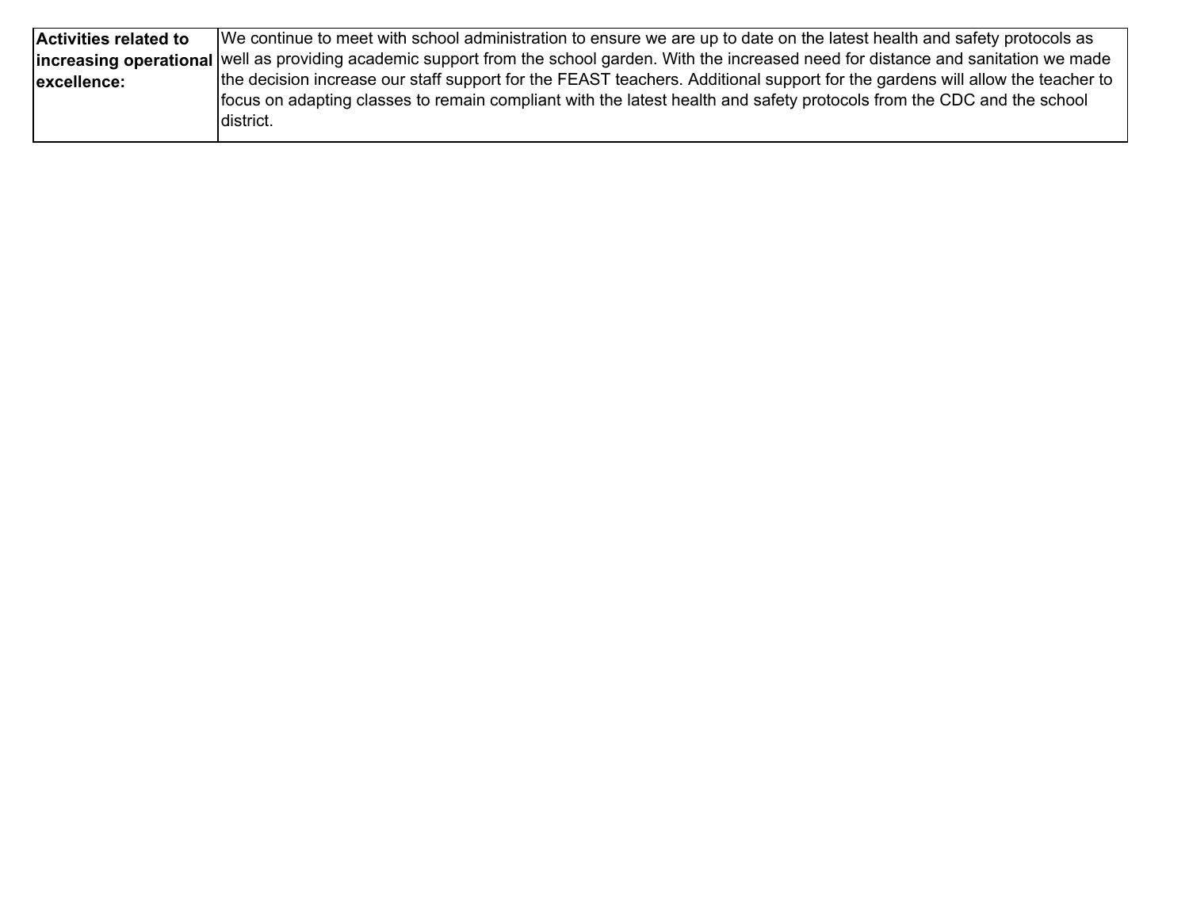| **Activities related to increasing operational excellence:** | We continue to meet with school administration to ensure we are up to date on the latest health and safety protocols as well as providing academic support from the school garden. With the increased need for distance and sanitation we made the decision increase our staff support for the FEAST teachers. Additional support for the gardens will allow the teacher to focus on adapting classes to remain compliant with the latest health and safety protocols from the CDC and the school district. |
|---|---|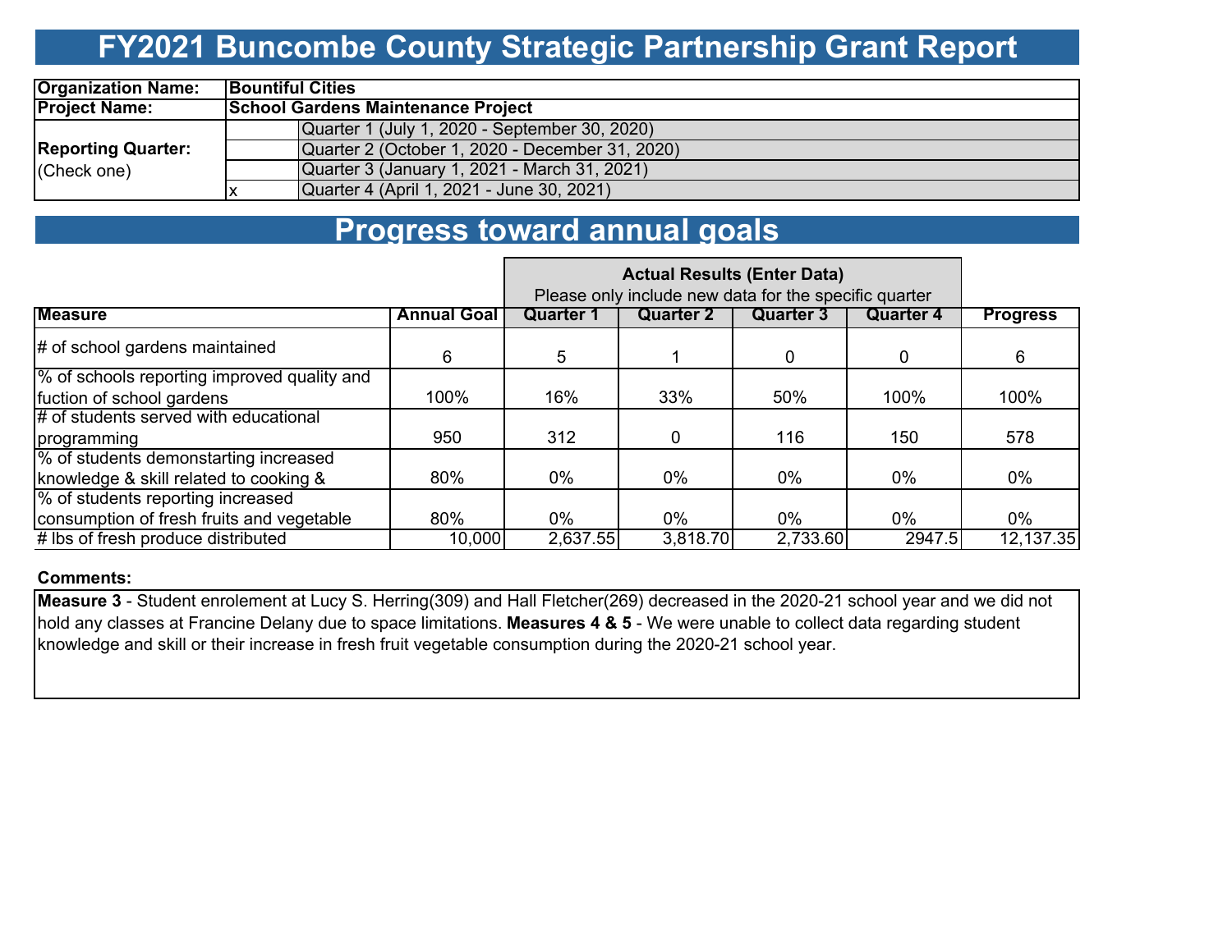# FY2021 Buncombe County Strategic Partnership Grant Report

| | | |
|---|---|---|
| **Organization Name:** | **Bountiful Cities** | |
| **Project Name:** | **School Gardens Maintenance Project** | |
| **Reporting Quarter:** (Check one) | | Quarter 1 (July 1, 2020 - September 30, 2020) |
| | | Quarter 2 (October 1, 2020 - December 31, 2020) |
| | | Quarter 3 (January 1, 2021 - March 31, 2021) |
| | x | Quarter 4 (April 1, 2021 - June 30, 2021) |

# Progress toward annual goals

| | | **Actual Results (Enter Data)** Please only include new data for the specific quarter | | | | |
|---|---|---|---|---|---|---|
| **Measure** | **Annual Goal** | **Quarter 1** | **Quarter 2** | **Quarter 3** | **Quarter 4** | **Progress** |
| # of school gardens maintained | 6 | 5 | 1 | 0 | 0 | 6 |
| % of schools reporting improved quality and fuction of school gardens | 100% | 16% | 33% | 50% | 100% | 100% |
| # of students served with educational programming | 950 | 312 | 0 | 116 | 150 | 578 |
| % of students demonstarting increased knowledge & skill related to cooking & | 80% | 0% | 0% | 0% | 0% | 0% |
| % of students reporting increased consumption of fresh fruits and vegetable | 80% | 0% | 0% | 0% | 0% | 0% |
| # lbs of fresh produce distributed | 10,000 | 2,637.55 | 3,818.70 | 2,733.60 | 2947.5 | 12,137.35 |

**Comments:**

**Measure 3** - Student enrolement at Lucy S. Herring(309) and Hall Fletcher(269) decreased in the 2020-21 school year and we did not hold any classes at Francine Delany due to space limitations. **Measures 4 & 5** - We were unable to collect data regarding student knowledge and skill or their increase in fresh fruit vegetable consumption during the 2020-21 school year.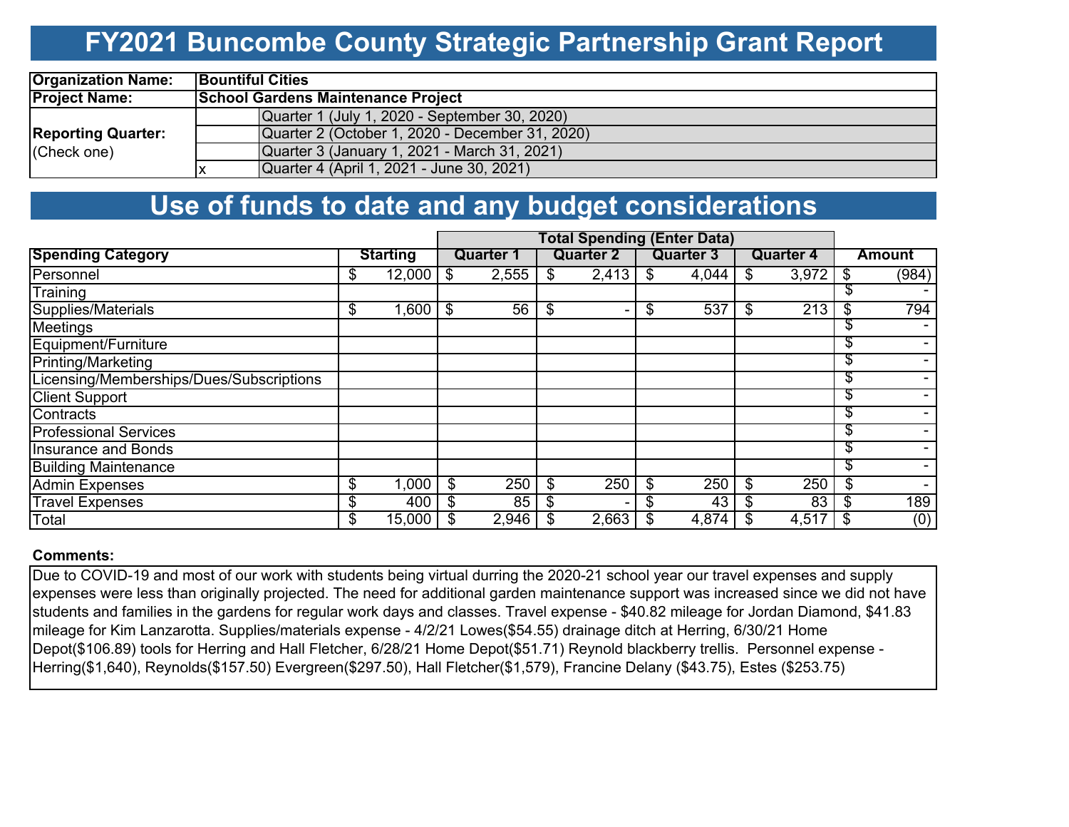# FY2021 Buncombe County Strategic Partnership Grant Report

| | | |
|---|---|---|
| **Organization Name:** | **Bountiful Cities** | |
| **Project Name:** | **School Gardens Maintenance Project** | |
| **Reporting Quarter:** (Check one) | | Quarter 1 (July 1, 2020 - September 30, 2020) |
| | | Quarter 2 (October 1, 2020 - December 31, 2020) |
| | | Quarter 3 (January 1, 2021 - March 31, 2021) |
| | x | Quarter 4 (April 1, 2021 - June 30, 2021) |

# Use of funds to date and any budget considerations

| | | Total Spending (Enter Data) | | | | |
|---|---|---|---|---|---|---|
| **Spending Category** | **Starting** | **Quarter 1** | **Quarter 2** | **Quarter 3** | **Quarter 4** | **Amount** |
| Personnel | $ 12,000 | $ 2,555 | $ 2,413 | $ 4,044 | $ 3,972 | $ (984) |
| Training | | | | | | $ - |
| Supplies/Materials | $ 1,600 | $ 56 | $ - | $ 537 | $ 213 | $ 794 |
| Meetings | | | | | | $ - |
| Equipment/Furniture | | | | | | $ - |
| Printing/Marketing | | | | | | $ - |
| Licensing/Memberships/Dues/Subscriptions | | | | | | $ - |
| Client Support | | | | | | $ - |
| Contracts | | | | | | $ - |
| Professional Services | | | | | | $ - |
| Insurance and Bonds | | | | | | $ - |
| Building Maintenance | | | | | | $ - |
| Admin Expenses | $ 1,000 | $ 250 | $ 250 | $ 250 | $ 250 | $ - |
| Travel Expenses | $ 400 | $ 85 | $ - | $ 43 | $ 83 | $ 189 |
| Total | $ 15,000 | $ 2,946 | $ 2,663 | $ 4,874 | $ 4,517 | $ (0) |

**Comments:**

Due to COVID-19 and most of our work with students being virtual durring the 2020-21 school year our travel expenses and supply expenses were less than originally projected. The need for additional garden maintenance support was increased since we did not have students and families in the gardens for regular work days and classes. Travel expense - $40.82 mileage for Jordan Diamond, $41.83 mileage for Kim Lanzarotta. Supplies/materials expense - 4/2/21 Lowes($54.55) drainage ditch at Herring, 6/30/21 Home Depot($106.89) tools for Herring and Hall Fletcher, 6/28/21 Home Depot($51.71) Reynold blackberry trellis. Personnel expense - Herring($1,640), Reynolds($157.50) Evergreen($297.50), Hall Fletcher($1,579), Francine Delany ($43.75), Estes ($253.75)